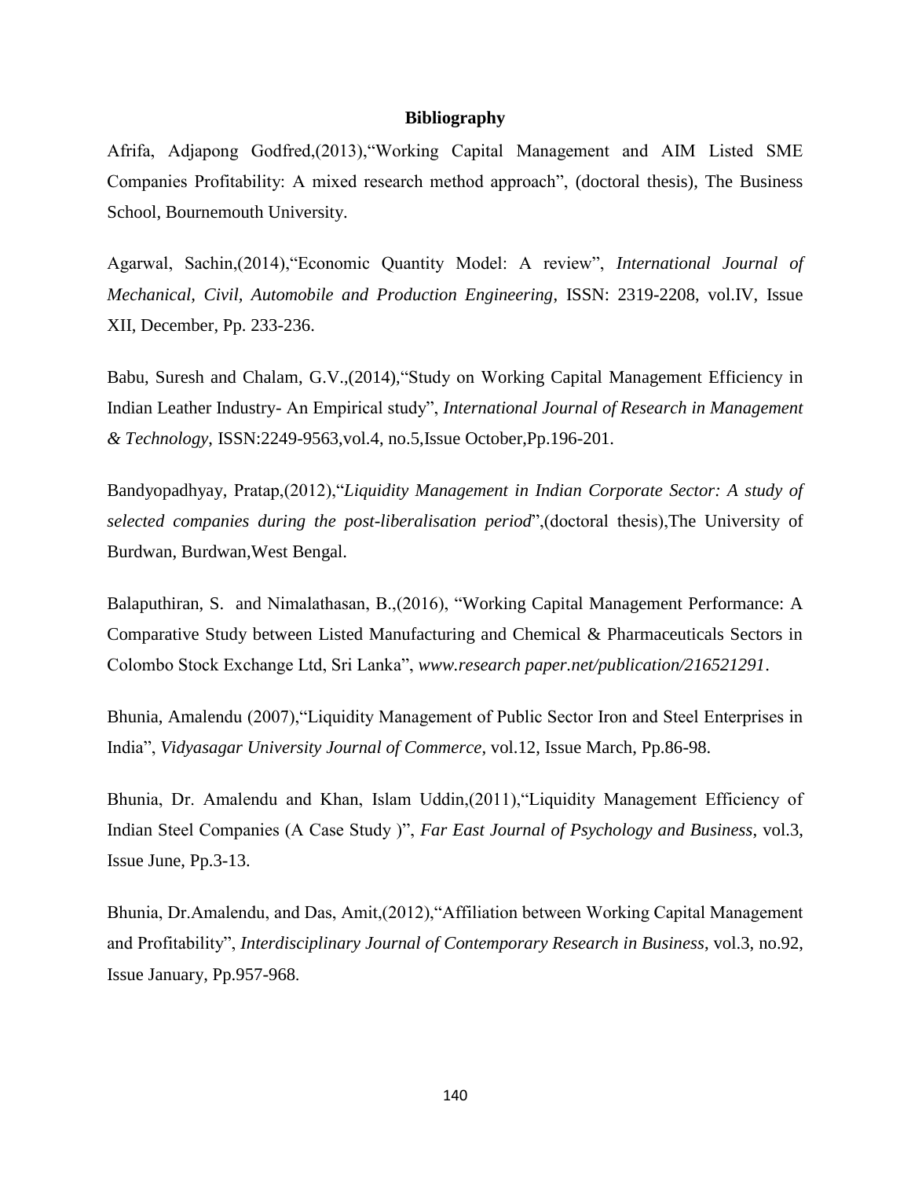# Bibliography

Afrifa, Adjapong Godfred,(2013),"Working Capital Management and AIM Listed SME Companies Profitability: A mixed research method approach", (doctoral thesis), The Business School, Bournemouth University.

Agarwal, Sachin,(2014),"Economic Quantity Model: A review", *International Journal of Mechanical, Civil, Automobile and Production Engineering*, ISSN: 2319-2208, vol.IV, Issue XII, December, Pp. 233-236.

Babu, Suresh and Chalam, G.V.,(2014),"Study on Working Capital Management Efficiency in Indian Leather Industry- An Empirical study", *International Journal of Research in Management & Technology*, ISSN:2249-9563,vol.4, no.5,Issue October,Pp.196-201.

Bandyopadhyay, Pratap,(2012),"*Liquidity Management in Indian Corporate Sector: A study of selected companies during the post-liberalisation period*",(doctoral thesis),The University of Burdwan, Burdwan,West Bengal.

Balaputhiran, S. and Nimalathasan, B.,(2016), "Working Capital Management Performance: A Comparative Study between Listed Manufacturing and Chemical & Pharmaceuticals Sectors in Colombo Stock Exchange Ltd, Sri Lanka", *www.research paper.net/publication/216521291*.

Bhunia, Amalendu (2007),"Liquidity Management of Public Sector Iron and Steel Enterprises in India", *Vidyasagar University Journal of Commerce*, vol.12, Issue March, Pp.86-98.

Bhunia, Dr. Amalendu and Khan, Islam Uddin,(2011),"Liquidity Management Efficiency of Indian Steel Companies (A Case Study )", *Far East Journal of Psychology and Business*, vol.3, Issue June, Pp.3-13.

Bhunia, Dr.Amalendu, and Das, Amit,(2012),"Affiliation between Working Capital Management and Profitability", *Interdisciplinary Journal of Contemporary Research in Business*, vol.3, no.92, Issue January, Pp.957-968.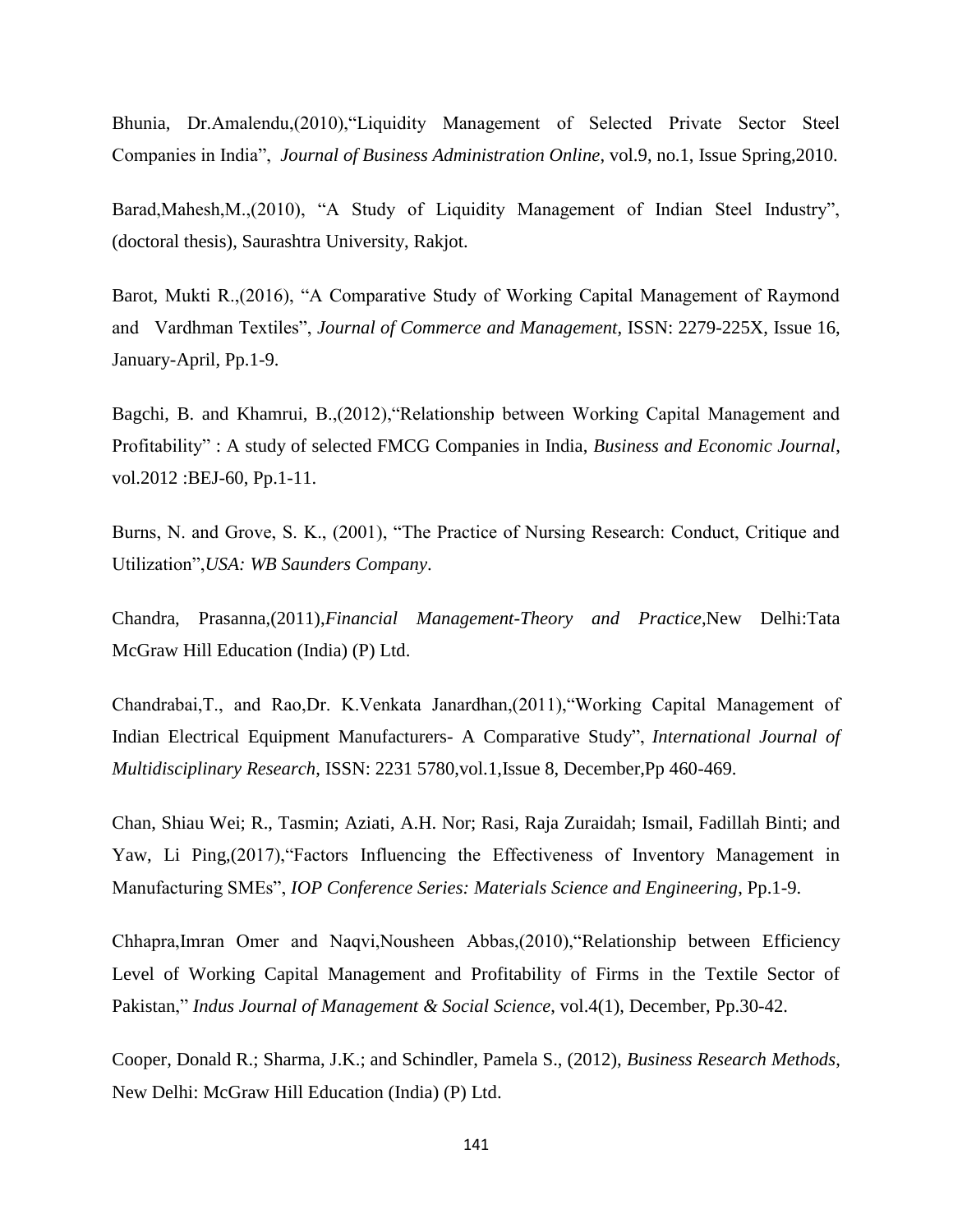Bhunia, Dr.Amalendu,(2010),"Liquidity Management of Selected Private Sector Steel Companies in India", *Journal of Business Administration Online*, vol.9, no.1, Issue Spring,2010.

Barad,Mahesh,M.,(2010), "A Study of Liquidity Management of Indian Steel Industry", (doctoral thesis), Saurashtra University, Rakjot.

Barot, Mukti R.,(2016), "A Comparative Study of Working Capital Management of Raymond and Vardhman Textiles", *Journal of Commerce and Management*, ISSN: 2279-225X, Issue 16, January-April, Pp.1-9.

Bagchi, B. and Khamrui, B.,(2012),"Relationship between Working Capital Management and Profitability" : A study of selected FMCG Companies in India, *Business and Economic Journal*, vol.2012 :BEJ-60, Pp.1-11.

Burns, N. and Grove, S. K., (2001), "The Practice of Nursing Research: Conduct, Critique and Utilization",*USA: WB Saunders Company*.

Chandra, Prasanna,(2011),*Financial Management-Theory and Practice*,New Delhi:Tata McGraw Hill Education (India) (P) Ltd.

Chandrabai,T., and Rao,Dr. K.Venkata Janardhan,(2011),"Working Capital Management of Indian Electrical Equipment Manufacturers- A Comparative Study", *International Journal of Multidisciplinary Research*, ISSN: 2231 5780,vol.1,Issue 8, December,Pp 460-469.

Chan, Shiau Wei; R., Tasmin; Aziati, A.H. Nor; Rasi, Raja Zuraidah; Ismail, Fadillah Binti; and Yaw, Li Ping,(2017),"Factors Influencing the Effectiveness of Inventory Management in Manufacturing SMEs", *IOP Conference Series: Materials Science and Engineering*, Pp.1-9.

Chhapra,Imran Omer and Naqvi,Nousheen Abbas,(2010),"Relationship between Efficiency Level of Working Capital Management and Profitability of Firms in the Textile Sector of Pakistan," *Indus Journal of Management & Social Science*, vol.4(1), December, Pp.30-42.

Cooper, Donald R.; Sharma, J.K.; and Schindler, Pamela S., (2012), *Business Research Methods*, New Delhi: McGraw Hill Education (India) (P) Ltd.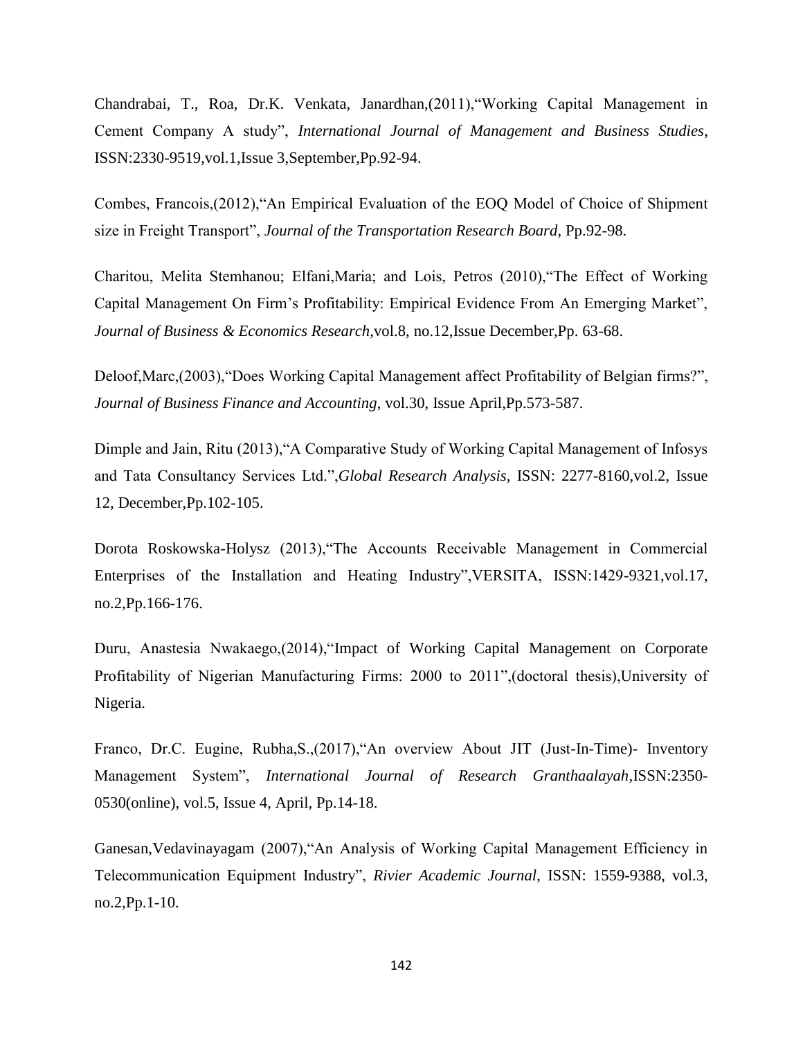Chandrabai, T., Roa, Dr.K. Venkata, Janardhan,(2011),"Working Capital Management in Cement Company A study", *International Journal of Management and Business Studies*, ISSN:2330-9519,vol.1,Issue 3,September,Pp.92-94.

Combes, Francois,(2012),"An Empirical Evaluation of the EOQ Model of Choice of Shipment size in Freight Transport", *Journal of the Transportation Research Board*, Pp.92-98.

Charitou, Melita Stemhanou; Elfani,Maria; and Lois, Petros (2010),"The Effect of Working Capital Management On Firm's Profitability: Empirical Evidence From An Emerging Market", *Journal of Business & Economics Research*,vol.8, no.12,Issue December,Pp. 63-68.

Deloof,Marc,(2003),"Does Working Capital Management affect Profitability of Belgian firms?", *Journal of Business Finance and Accounting*, vol.30, Issue April,Pp.573-587.

Dimple and Jain, Ritu (2013),"A Comparative Study of Working Capital Management of Infosys and Tata Consultancy Services Ltd.",*Global Research Analysis*, ISSN: 2277-8160,vol.2, Issue 12, December,Pp.102-105.

Dorota Roskowska-Holysz (2013),"The Accounts Receivable Management in Commercial Enterprises of the Installation and Heating Industry",VERSITA, ISSN:1429-9321,vol.17, no.2,Pp.166-176.

Duru, Anastesia Nwakaego,(2014),"Impact of Working Capital Management on Corporate Profitability of Nigerian Manufacturing Firms: 2000 to 2011",(doctoral thesis),University of Nigeria.

Franco, Dr.C. Eugine, Rubha,S.,(2017),"An overview About JIT (Just-In-Time)- Inventory Management System", *International Journal of Research Granthaalayah*,ISSN:2350-0530(online), vol.5, Issue 4, April, Pp.14-18.

Ganesan,Vedavinayagam (2007),"An Analysis of Working Capital Management Efficiency in Telecommunication Equipment Industry", *Rivier Academic Journal*, ISSN: 1559-9388, vol.3, no.2,Pp.1-10.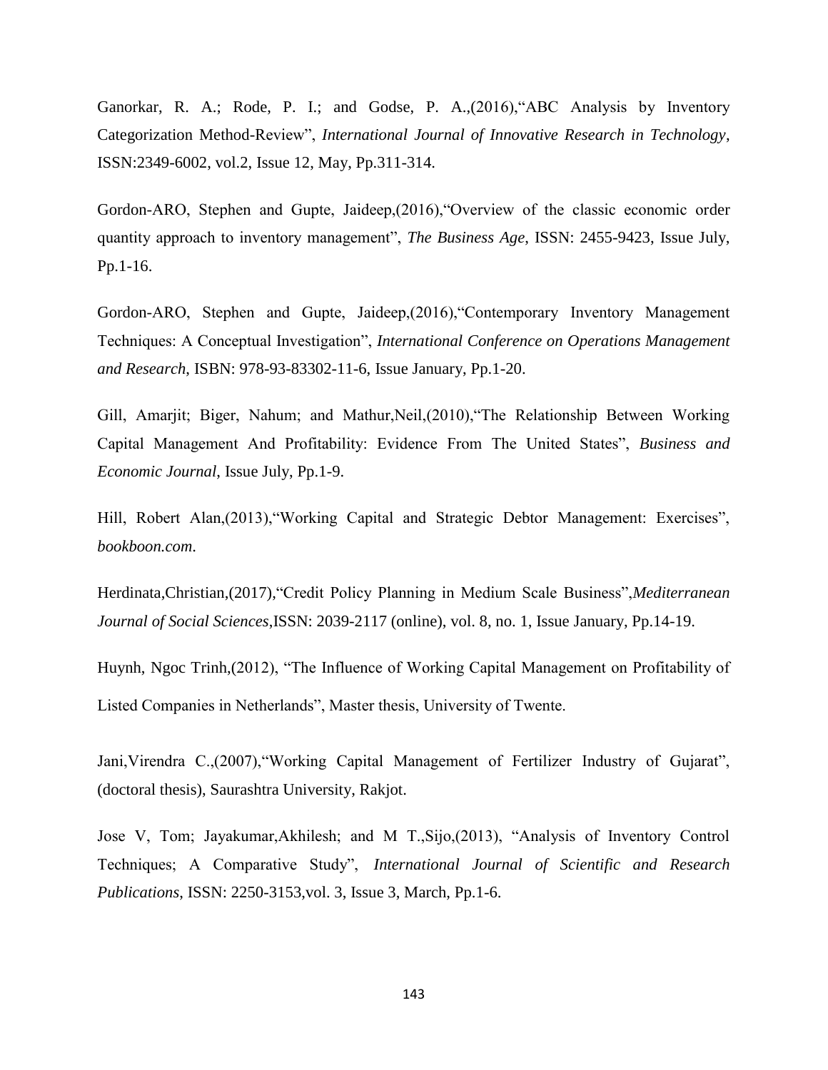Ganorkar, R. A.; Rode, P. I.; and Godse, P. A.,(2016),"ABC Analysis by Inventory Categorization Method-Review", *International Journal of Innovative Research in Technology*, ISSN:2349-6002, vol.2, Issue 12, May, Pp.311-314.

Gordon-ARO, Stephen and Gupte, Jaideep,(2016),"Overview of the classic economic order quantity approach to inventory management", *The Business Age*, ISSN: 2455-9423, Issue July, Pp.1-16.

Gordon-ARO, Stephen and Gupte, Jaideep,(2016),"Contemporary Inventory Management Techniques: A Conceptual Investigation", *International Conference on Operations Management and Research*, ISBN: 978-93-83302-11-6, Issue January, Pp.1-20.

Gill, Amarjit; Biger, Nahum; and Mathur,Neil,(2010),"The Relationship Between Working Capital Management And Profitability: Evidence From The United States", *Business and Economic Journal*, Issue July, Pp.1-9.

Hill, Robert Alan,(2013),"Working Capital and Strategic Debtor Management: Exercises", *bookboon.com*.

Herdinata,Christian,(2017),"Credit Policy Planning in Medium Scale Business",*Mediterranean Journal of Social Sciences*,ISSN: 2039-2117 (online), vol. 8, no. 1, Issue January, Pp.14-19.

Huynh, Ngoc Trinh,(2012), "The Influence of Working Capital Management on Profitability of Listed Companies in Netherlands", Master thesis, University of Twente.

Jani,Virendra C.,(2007),"Working Capital Management of Fertilizer Industry of Gujarat", (doctoral thesis), Saurashtra University, Rakjot.

Jose V, Tom; Jayakumar,Akhilesh; and M T.,Sijo,(2013), "Analysis of Inventory Control Techniques; A Comparative Study", *International Journal of Scientific and Research Publications*, ISSN: 2250-3153,vol. 3, Issue 3, March, Pp.1-6.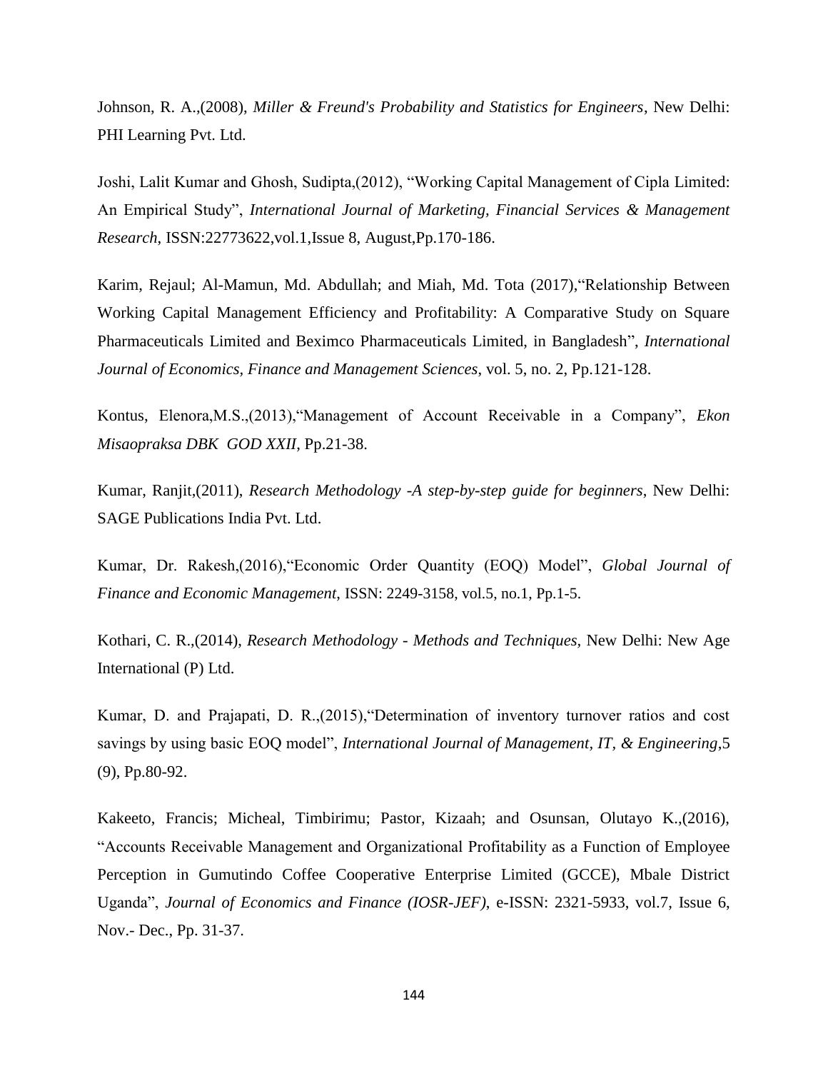Johnson, R. A.,(2008), *Miller & Freund's Probability and Statistics for Engineers*, New Delhi: PHI Learning Pvt. Ltd.

Joshi, Lalit Kumar and Ghosh, Sudipta,(2012), "Working Capital Management of Cipla Limited: An Empirical Study", *International Journal of Marketing, Financial Services & Management Research,* ISSN:22773622,vol.1,Issue 8, August,Pp.170-186.

Karim, Rejaul; Al-Mamun, Md. Abdullah; and Miah, Md. Tota (2017),"Relationship Between Working Capital Management Efficiency and Profitability: A Comparative Study on Square Pharmaceuticals Limited and Beximco Pharmaceuticals Limited, in Bangladesh", *International Journal of Economics, Finance and Management Sciences,* vol. 5, no. 2, Pp.121-128.

Kontus, Elenora,M.S.,(2013),"Management of Account Receivable in a Company", *Ekon Misaopraksa DBK GOD XXII*, Pp.21-38.

Kumar, Ranjit,(2011), *Research Methodology -A step-by-step guide for beginners*, New Delhi: SAGE Publications India Pvt. Ltd.

Kumar, Dr. Rakesh,(2016),"Economic Order Quantity (EOQ) Model", *Global Journal of Finance and Economic Management*, ISSN: 2249-3158, vol.5, no.1, Pp.1-5.

Kothari, C. R.,(2014), *Research Methodology - Methods and Techniques,* New Delhi: New Age International (P) Ltd.

Kumar, D. and Prajapati, D. R.,(2015),"Determination of inventory turnover ratios and cost savings by using basic EOQ model", *International Journal of Management, IT, & Engineering,*5 (9), Pp.80-92.

Kakeeto, Francis; Micheal, Timbirimu; Pastor, Kizaah; and Osunsan, Olutayo K.,(2016), "Accounts Receivable Management and Organizational Profitability as a Function of Employee Perception in Gumutindo Coffee Cooperative Enterprise Limited (GCCE), Mbale District Uganda", *Journal of Economics and Finance (IOSR-JEF),* e-ISSN: 2321-5933, vol.7, Issue 6, Nov.- Dec., Pp. 31-37.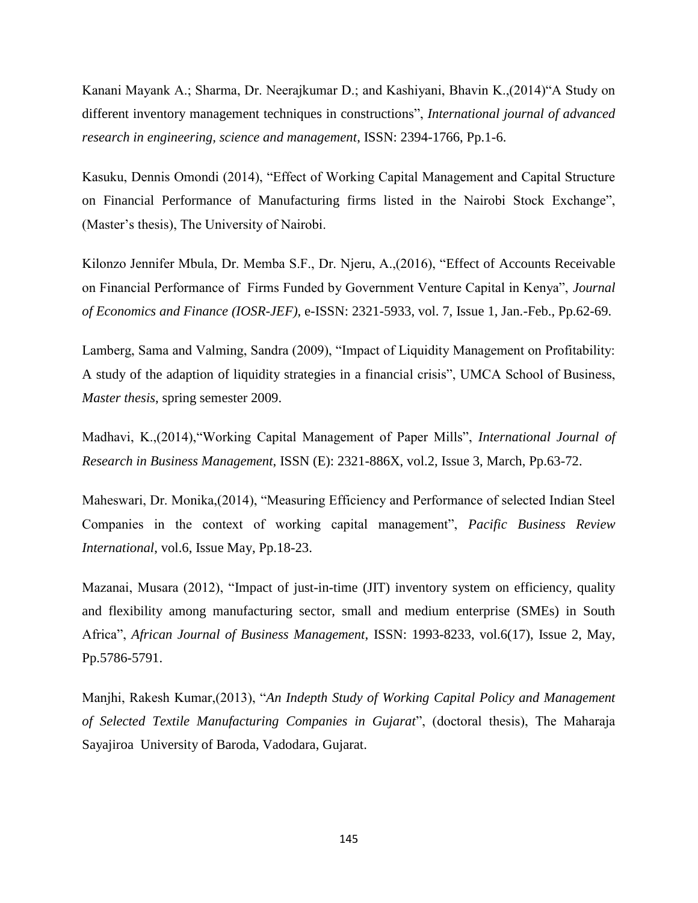Kanani Mayank A.; Sharma, Dr. Neerajkumar D.; and Kashiyani, Bhavin K.,(2014)"A Study on different inventory management techniques in constructions", *International journal of advanced research in engineering, science and management*, ISSN: 2394-1766, Pp.1-6.

Kasuku, Dennis Omondi (2014), "Effect of Working Capital Management and Capital Structure on Financial Performance of Manufacturing firms listed in the Nairobi Stock Exchange", (Master's thesis), The University of Nairobi.

Kilonzo Jennifer Mbula, Dr. Memba S.F., Dr. Njeru, A.,(2016), "Effect of Accounts Receivable on Financial Performance of Firms Funded by Government Venture Capital in Kenya", *Journal of Economics and Finance (IOSR-JEF)*, e-ISSN: 2321-5933, vol. 7, Issue 1, Jan.-Feb., Pp.62-69.

Lamberg, Sama and Valming, Sandra (2009), "Impact of Liquidity Management on Profitability: A study of the adaption of liquidity strategies in a financial crisis", UMCA School of Business, *Master thesis*, spring semester 2009.

Madhavi, K.,(2014),"Working Capital Management of Paper Mills", *International Journal of Research in Business Management*, ISSN (E): 2321-886X, vol.2, Issue 3, March, Pp.63-72.

Maheswari, Dr. Monika,(2014), "Measuring Efficiency and Performance of selected Indian Steel Companies in the context of working capital management", *Pacific Business Review International*, vol.6, Issue May, Pp.18-23.

Mazanai, Musara (2012), "Impact of just-in-time (JIT) inventory system on efficiency, quality and flexibility among manufacturing sector, small and medium enterprise (SMEs) in South Africa", *African Journal of Business Management*, ISSN: 1993-8233, vol.6(17), Issue 2, May, Pp.5786-5791.

Manjhi, Rakesh Kumar,(2013), "*An Indepth Study of Working Capital Policy and Management of Selected Textile Manufacturing Companies in Gujarat*", (doctoral thesis), The Maharaja Sayajiroa University of Baroda, Vadodara, Gujarat.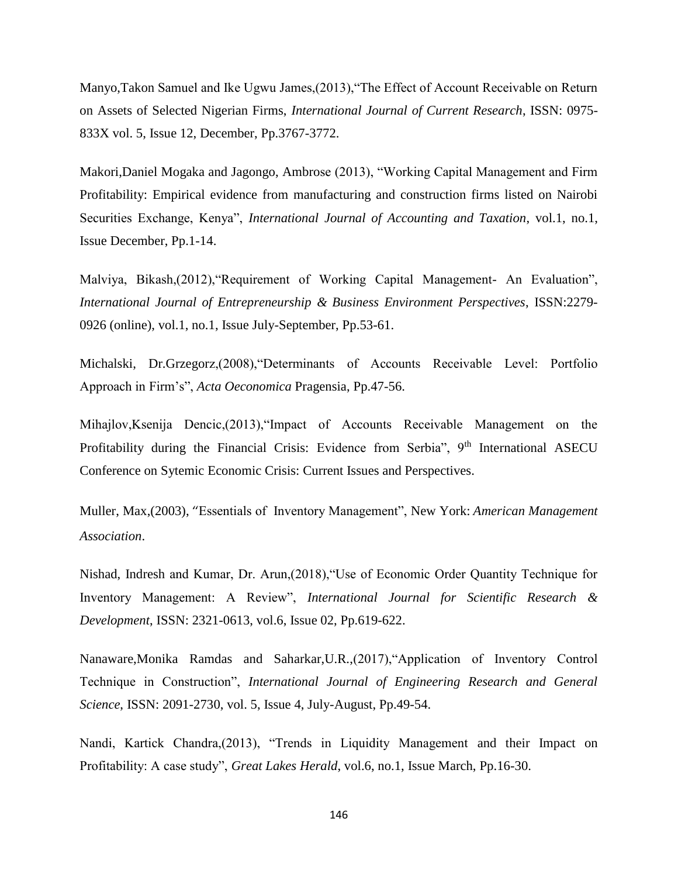Manyo,Takon Samuel and Ike Ugwu James,(2013),"The Effect of Account Receivable on Return on Assets of Selected Nigerian Firms, *International Journal of Current Research*, ISSN: 0975-833X vol. 5, Issue 12, December, Pp.3767-3772.

Makori,Daniel Mogaka and Jagongo, Ambrose (2013), "Working Capital Management and Firm Profitability: Empirical evidence from manufacturing and construction firms listed on Nairobi Securities Exchange, Kenya", *International Journal of Accounting and Taxation*, vol.1, no.1, Issue December, Pp.1-14.

Malviya, Bikash,(2012),"Requirement of Working Capital Management- An Evaluation", *International Journal of Entrepreneurship & Business Environment Perspectives*, ISSN:2279-0926 (online), vol.1, no.1, Issue July-September, Pp.53-61.

Michalski, Dr.Grzegorz,(2008),"Determinants of Accounts Receivable Level: Portfolio Approach in Firm's", *Acta Oeconomica* Pragensia, Pp.47-56.

Mihajlov,Ksenija Dencic,(2013),"Impact of Accounts Receivable Management on the Profitability during the Financial Crisis: Evidence from Serbia", 9th International ASECU Conference on Sytemic Economic Crisis: Current Issues and Perspectives.

Muller, Max,(2003), "Essentials of Inventory Management", New York: *American Management Association*.

Nishad, Indresh and Kumar, Dr. Arun,(2018),"Use of Economic Order Quantity Technique for Inventory Management: A Review", *International Journal for Scientific Research & Development*, ISSN: 2321-0613, vol.6, Issue 02, Pp.619-622.

Nanaware,Monika Ramdas and Saharkar,U.R.,(2017),"Application of Inventory Control Technique in Construction", *International Journal of Engineering Research and General Science*, ISSN: 2091-2730, vol. 5, Issue 4, July-August, Pp.49-54.

Nandi, Kartick Chandra,(2013), "Trends in Liquidity Management and their Impact on Profitability: A case study", *Great Lakes Herald*, vol.6, no.1, Issue March, Pp.16-30.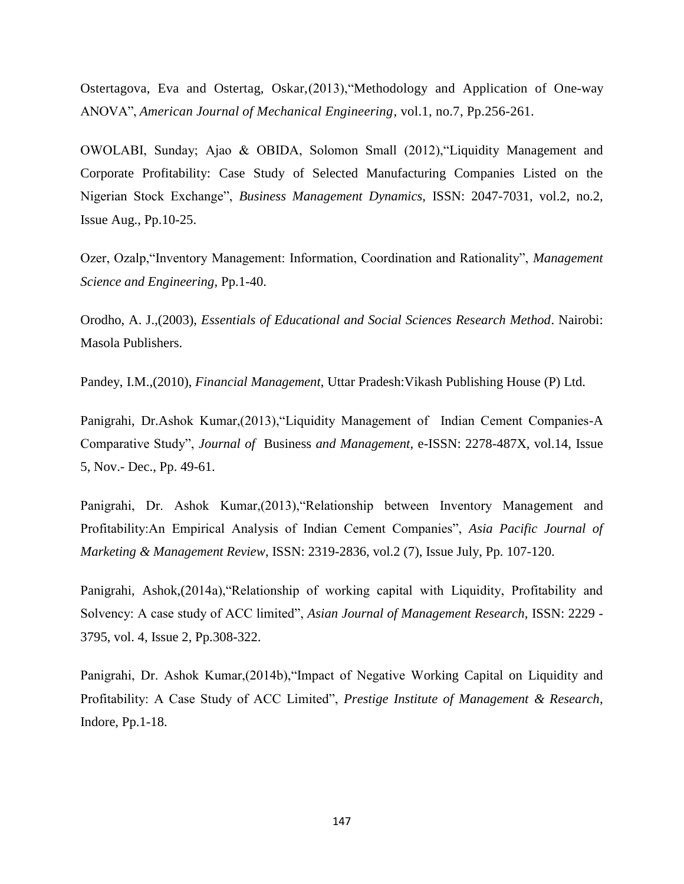Ostertagova, Eva and Ostertag, Oskar,(2013),"Methodology and Application of One-way ANOVA", *American Journal of Mechanical Engineering*, vol.1, no.7, Pp.256-261.

OWOLABI, Sunday; Ajao & OBIDA, Solomon Small (2012),"Liquidity Management and Corporate Profitability: Case Study of Selected Manufacturing Companies Listed on the Nigerian Stock Exchange", *Business Management Dynamics*, ISSN: 2047-7031, vol.2, no.2, Issue Aug., Pp.10-25.

Ozer, Ozalp,"Inventory Management: Information, Coordination and Rationality", *Management Science and Engineering*, Pp.1-40.

Orodho, A. J.,(2003), *Essentials of Educational and Social Sciences Research Method*. Nairobi: Masola Publishers.

Pandey, I.M.,(2010), *Financial Management*, Uttar Pradesh:Vikash Publishing House (P) Ltd.

Panigrahi, Dr.Ashok Kumar,(2013),"Liquidity Management of Indian Cement Companies-A Comparative Study", *Journal of* Business *and Management*, e-ISSN: 2278-487X, vol.14, Issue 5, Nov.- Dec., Pp. 49-61.

Panigrahi, Dr. Ashok Kumar,(2013),"Relationship between Inventory Management and Profitability:An Empirical Analysis of Indian Cement Companies", *Asia Pacific Journal of Marketing & Management Review*, ISSN: 2319-2836, vol.2 (7), Issue July, Pp. 107-120.

Panigrahi, Ashok,(2014a),"Relationship of working capital with Liquidity, Profitability and Solvency: A case study of ACC limited", *Asian Journal of Management Research*, ISSN: 2229 - 3795, vol. 4, Issue 2, Pp.308-322.

Panigrahi, Dr. Ashok Kumar,(2014b),"Impact of Negative Working Capital on Liquidity and Profitability: A Case Study of ACC Limited", *Prestige Institute of Management & Research*, Indore, Pp.1-18.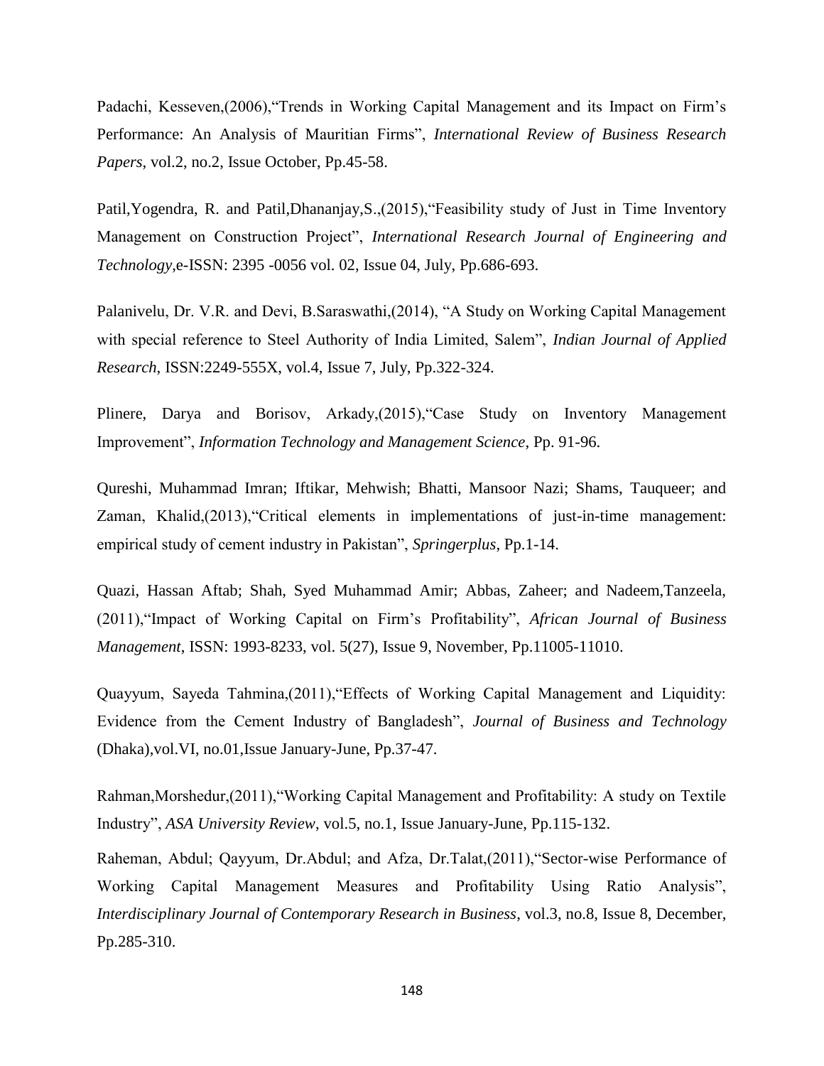Padachi, Kesseven,(2006),"Trends in Working Capital Management and its Impact on Firm's Performance: An Analysis of Mauritian Firms", *International Review of Business Research Papers*, vol.2, no.2, Issue October, Pp.45-58.

Patil,Yogendra, R. and Patil,Dhananjay,S.,(2015),"Feasibility study of Just in Time Inventory Management on Construction Project", *International Research Journal of Engineering and Technology*,e-ISSN: 2395 -0056 vol. 02, Issue 04, July, Pp.686-693.

Palanivelu, Dr. V.R. and Devi, B.Saraswathi,(2014), "A Study on Working Capital Management with special reference to Steel Authority of India Limited, Salem", *Indian Journal of Applied Research*, ISSN:2249-555X, vol.4, Issue 7, July, Pp.322-324.

Plinere, Darya and Borisov, Arkady,(2015),"Case Study on Inventory Management Improvement", *Information Technology and Management Science*, Pp. 91-96.

Qureshi, Muhammad Imran; Iftikar, Mehwish; Bhatti, Mansoor Nazi; Shams, Tauqueer; and Zaman, Khalid,(2013),"Critical elements in implementations of just-in-time management: empirical study of cement industry in Pakistan", *Springerplus*, Pp.1-14.

Quazi, Hassan Aftab; Shah, Syed Muhammad Amir; Abbas, Zaheer; and Nadeem,Tanzeela, (2011),"Impact of Working Capital on Firm's Profitability", *African Journal of Business Management*, ISSN: 1993-8233, vol. 5(27), Issue 9, November, Pp.11005-11010.

Quayyum, Sayeda Tahmina,(2011),"Effects of Working Capital Management and Liquidity: Evidence from the Cement Industry of Bangladesh", *Journal of Business and Technology* (Dhaka),vol.VI, no.01,Issue January-June, Pp.37-47.

Rahman,Morshedur,(2011),"Working Capital Management and Profitability: A study on Textile Industry", *ASA University Review*, vol.5, no.1, Issue January-June, Pp.115-132.

Raheman, Abdul; Qayyum, Dr.Abdul; and Afza, Dr.Talat,(2011),"Sector-wise Performance of Working Capital Management Measures and Profitability Using Ratio Analysis", *Interdisciplinary Journal of Contemporary Research in Business*, vol.3, no.8, Issue 8, December, Pp.285-310.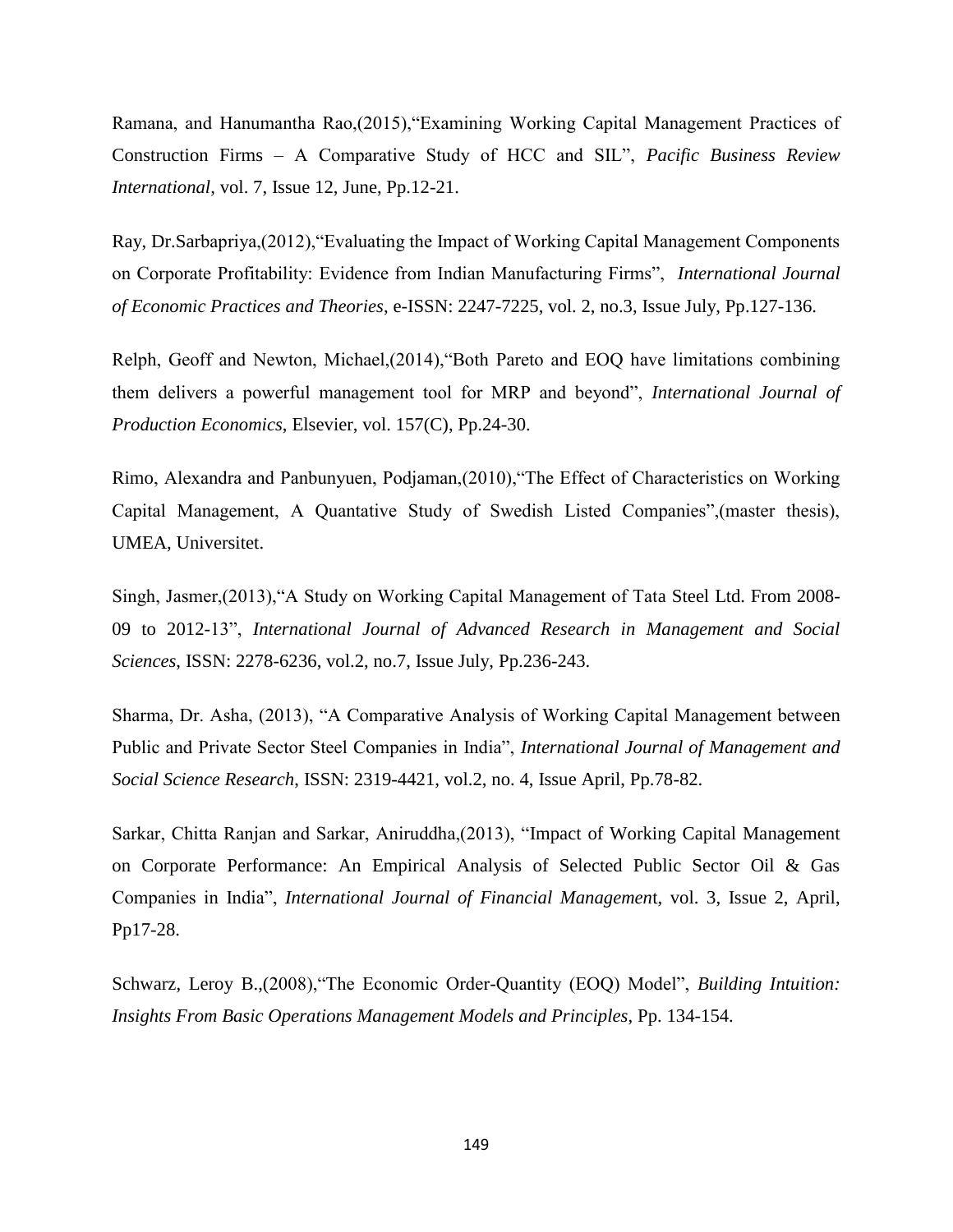Ramana, and Hanumantha Rao,(2015),"Examining Working Capital Management Practices of Construction Firms – A Comparative Study of HCC and SIL", *Pacific Business Review International*, vol. 7, Issue 12, June, Pp.12-21.

Ray, Dr.Sarbapriya,(2012),"Evaluating the Impact of Working Capital Management Components on Corporate Profitability: Evidence from Indian Manufacturing Firms", *International Journal of Economic Practices and Theories*, e-ISSN: 2247-7225, vol. 2, no.3, Issue July, Pp.127-136.

Relph, Geoff and Newton, Michael,(2014),"Both Pareto and EOQ have limitations combining them delivers a powerful management tool for MRP and beyond", *International Journal of Production Economics*, Elsevier, vol. 157(C), Pp.24-30.

Rimo, Alexandra and Panbunyuen, Podjaman,(2010),"The Effect of Characteristics on Working Capital Management, A Quantative Study of Swedish Listed Companies",(master thesis), UMEA, Universitet.

Singh, Jasmer,(2013),"A Study on Working Capital Management of Tata Steel Ltd. From 2008-09 to 2012-13", *International Journal of Advanced Research in Management and Social Sciences*, ISSN: 2278-6236, vol.2, no.7, Issue July, Pp.236-243.

Sharma, Dr. Asha, (2013), "A Comparative Analysis of Working Capital Management between Public and Private Sector Steel Companies in India", *International Journal of Management and Social Science Research*, ISSN: 2319-4421, vol.2, no. 4, Issue April, Pp.78-82.

Sarkar, Chitta Ranjan and Sarkar, Aniruddha,(2013), "Impact of Working Capital Management on Corporate Performance: An Empirical Analysis of Selected Public Sector Oil & Gas Companies in India", *International Journal of Financial Management*, vol. 3, Issue 2, April, Pp17-28.

Schwarz, Leroy B.,(2008),"The Economic Order-Quantity (EOQ) Model", *Building Intuition: Insights From Basic Operations Management Models and Principles*, Pp. 134-154.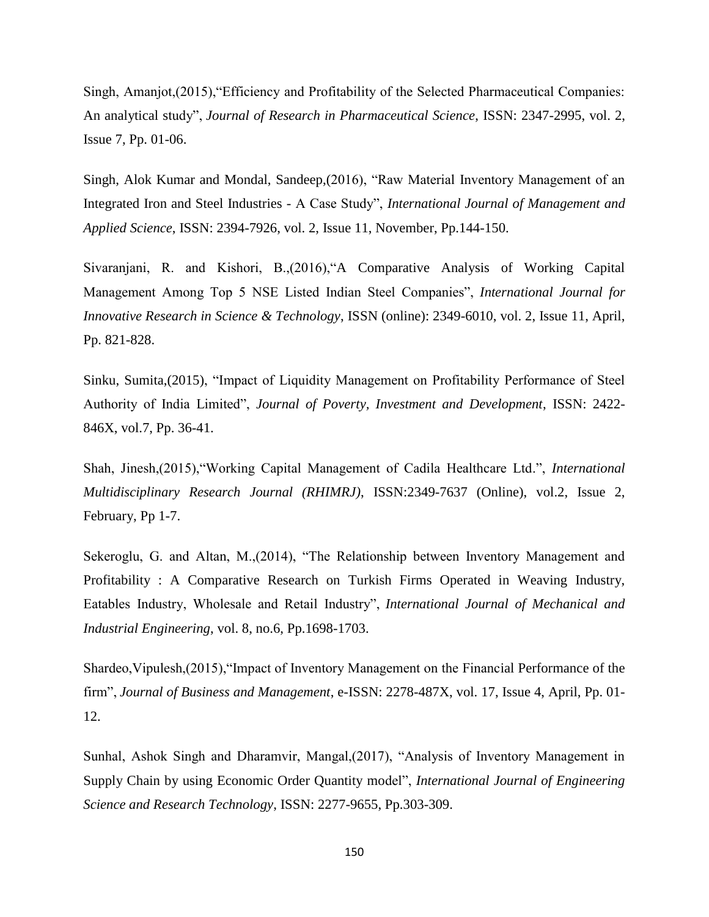Singh, Amanjot,(2015),"Efficiency and Profitability of the Selected Pharmaceutical Companies: An analytical study", *Journal of Research in Pharmaceutical Science*, ISSN: 2347-2995, vol. 2, Issue 7, Pp. 01-06.

Singh, Alok Kumar and Mondal, Sandeep,(2016), "Raw Material Inventory Management of an Integrated Iron and Steel Industries - A Case Study", *International Journal of Management and Applied Science*, ISSN: 2394-7926, vol. 2, Issue 11, November, Pp.144-150.

Sivaranjani, R. and Kishori, B.,(2016),"A Comparative Analysis of Working Capital Management Among Top 5 NSE Listed Indian Steel Companies", *International Journal for Innovative Research in Science & Technology*, ISSN (online): 2349-6010, vol. 2, Issue 11, April, Pp. 821-828.

Sinku, Sumita,(2015), "Impact of Liquidity Management on Profitability Performance of Steel Authority of India Limited", *Journal of Poverty, Investment and Development*, ISSN: 2422-846X, vol.7, Pp. 36-41.

Shah, Jinesh,(2015),"Working Capital Management of Cadila Healthcare Ltd.", *International Multidisciplinary Research Journal (RHIMRJ)*, ISSN:2349-7637 (Online), vol.2, Issue 2, February, Pp 1-7.

Sekeroglu, G. and Altan, M.,(2014), "The Relationship between Inventory Management and Profitability : A Comparative Research on Turkish Firms Operated in Weaving Industry, Eatables Industry, Wholesale and Retail Industry", *International Journal of Mechanical and Industrial Engineering*, vol. 8, no.6, Pp.1698-1703.

Shardeo,Vipulesh,(2015),"Impact of Inventory Management on the Financial Performance of the firm", *Journal of Business and Management*, e-ISSN: 2278-487X, vol. 17, Issue 4, April, Pp. 01-12.

Sunhal, Ashok Singh and Dharamvir, Mangal,(2017), "Analysis of Inventory Management in Supply Chain by using Economic Order Quantity model", *International Journal of Engineering Science and Research Technology*, ISSN: 2277-9655, Pp.303-309.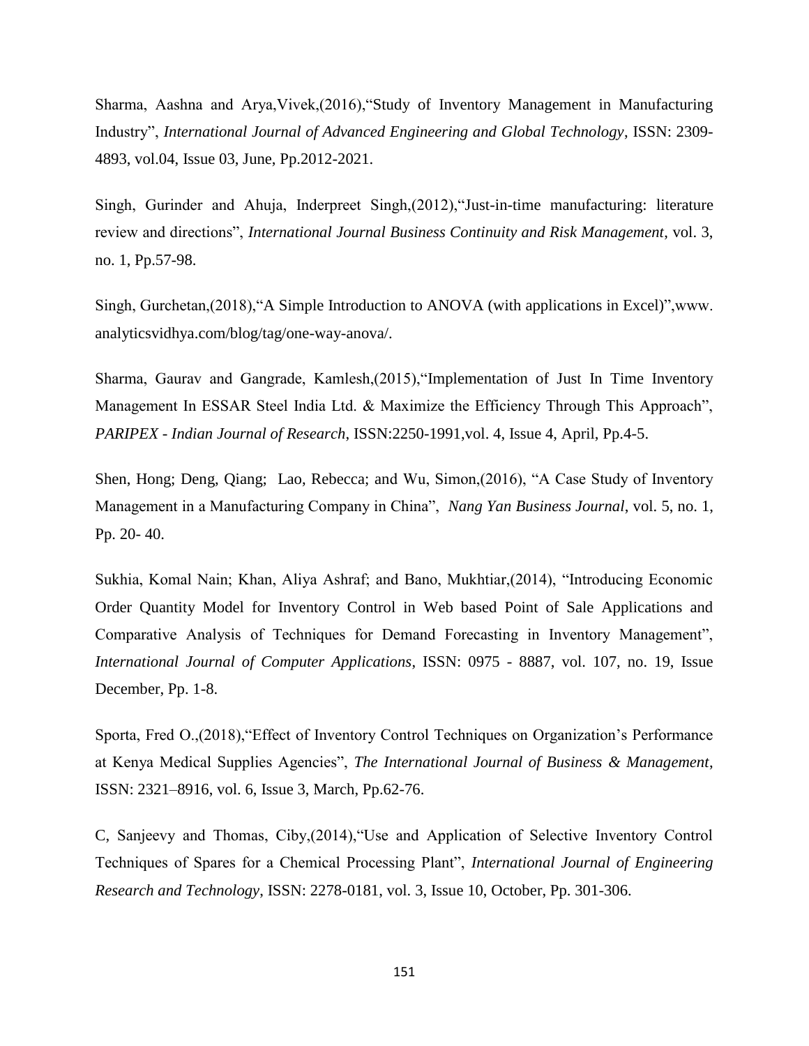Sharma, Aashna and Arya,Vivek,(2016),"Study of Inventory Management in Manufacturing Industry", *International Journal of Advanced Engineering and Global Technology*, ISSN: 2309-4893, vol.04, Issue 03, June, Pp.2012-2021.

Singh, Gurinder and Ahuja, Inderpreet Singh,(2012),"Just-in-time manufacturing: literature review and directions", *International Journal Business Continuity and Risk Management*, vol. 3, no. 1, Pp.57-98.

Singh, Gurchetan,(2018),"A Simple Introduction to ANOVA (with applications in Excel)",www. analyticsvidhya.com/blog/tag/one-way-anova/.

Sharma, Gaurav and Gangrade, Kamlesh,(2015),"Implementation of Just In Time Inventory Management In ESSAR Steel India Ltd. & Maximize the Efficiency Through This Approach", *PARIPEX - Indian Journal of Research*, ISSN:2250-1991,vol. 4, Issue 4, April, Pp.4-5.

Shen, Hong; Deng, Qiang; Lao, Rebecca; and Wu, Simon,(2016), "A Case Study of Inventory Management in a Manufacturing Company in China", *Nang Yan Business Journal*, vol. 5, no. 1, Pp. 20- 40.

Sukhia, Komal Nain; Khan, Aliya Ashraf; and Bano, Mukhtiar,(2014), "Introducing Economic Order Quantity Model for Inventory Control in Web based Point of Sale Applications and Comparative Analysis of Techniques for Demand Forecasting in Inventory Management", *International Journal of Computer Applications*, ISSN: 0975 - 8887, vol. 107, no. 19, Issue December, Pp. 1-8.

Sporta, Fred O.,(2018),"Effect of Inventory Control Techniques on Organization's Performance at Kenya Medical Supplies Agencies", *The International Journal of Business & Management*, ISSN: 2321–8916, vol. 6, Issue 3, March, Pp.62-76.

C, Sanjeevy and Thomas, Ciby,(2014),"Use and Application of Selective Inventory Control Techniques of Spares for a Chemical Processing Plant", *International Journal of Engineering Research and Technology*, ISSN: 2278-0181, vol. 3, Issue 10, October, Pp. 301-306.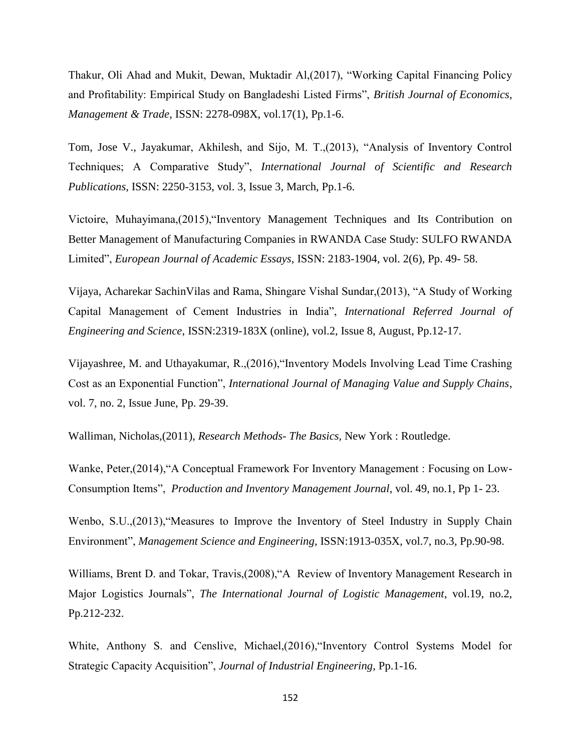Thakur, Oli Ahad and Mukit, Dewan, Muktadir Al,(2017), “Working Capital Financing Policy and Profitability: Empirical Study on Bangladeshi Listed Firms”, *British Journal of Economics, Management & Trade*, ISSN: 2278-098X, vol.17(1), Pp.1-6.

Tom, Jose V., Jayakumar, Akhilesh, and Sijo, M. T.,(2013), “Analysis of Inventory Control Techniques; A Comparative Study”, *International Journal of Scientific and Research Publications*, ISSN: 2250-3153, vol. 3, Issue 3, March, Pp.1-6.

Victoire, Muhayimana,(2015),“Inventory Management Techniques and Its Contribution on Better Management of Manufacturing Companies in RWANDA Case Study: SULFO RWANDA Limited”, *European Journal of Academic Essays*, ISSN: 2183-1904, vol. 2(6), Pp. 49- 58.

Vijaya, Acharekar SachinVilas and Rama, Shingare Vishal Sundar,(2013), “A Study of Working Capital Management of Cement Industries in India”, *International Referred Journal of Engineering and Science*, ISSN:2319-183X (online), vol.2, Issue 8, August, Pp.12-17.

Vijayashree, M. and Uthayakumar, R.,(2016),“Inventory Models Involving Lead Time Crashing Cost as an Exponential Function”, *International Journal of Managing Value and Supply Chains*, vol. 7, no. 2, Issue June, Pp. 29-39.

Walliman, Nicholas,(2011), *Research Methods- The Basics*, New York : Routledge.

Wanke, Peter,(2014),“A Conceptual Framework For Inventory Management : Focusing on Low-Consumption Items”, *Production and Inventory Management Journal*, vol. 49, no.1, Pp 1- 23.

Wenbo, S.U.,(2013),“Measures to Improve the Inventory of Steel Industry in Supply Chain Environment”, *Management Science and Engineering*, ISSN:1913-035X, vol.7, no.3, Pp.90-98.

Williams, Brent D. and Tokar, Travis,(2008),“A Review of Inventory Management Research in Major Logistics Journals”, *The International Journal of Logistic Management*, vol.19, no.2, Pp.212-232.

White, Anthony S. and Censlive, Michael,(2016),“Inventory Control Systems Model for Strategic Capacity Acquisition”, *Journal of Industrial Engineering*, Pp.1-16.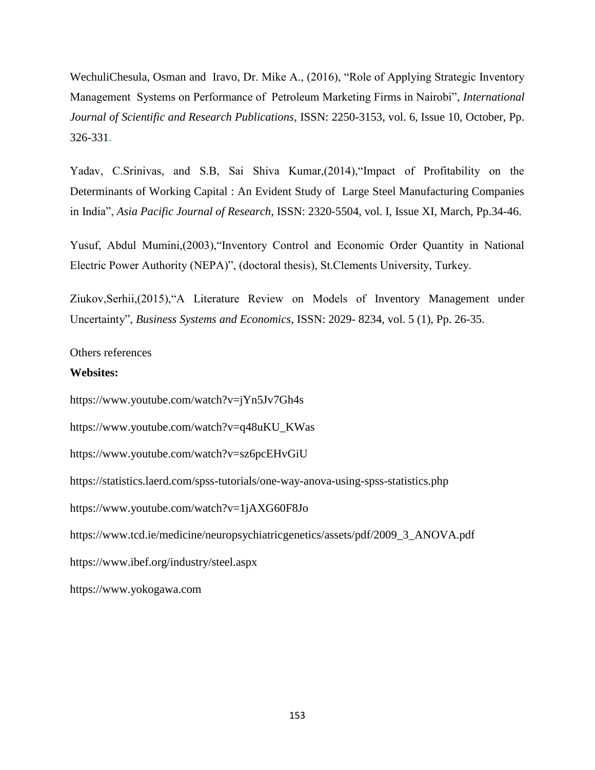WechuliChesula, Osman and Iravo, Dr. Mike A., (2016), "Role of Applying Strategic Inventory Management Systems on Performance of Petroleum Marketing Firms in Nairobi", *International Journal of Scientific and Research Publications*, ISSN: 2250-3153, vol. 6, Issue 10, October, Pp. 326-331.

Yadav, C.Srinivas, and S.B, Sai Shiva Kumar,(2014),"Impact of Profitability on the Determinants of Working Capital : An Evident Study of Large Steel Manufacturing Companies in India", *Asia Pacific Journal of Research*, ISSN: 2320-5504, vol. I, Issue XI, March, Pp.34-46.

Yusuf, Abdul Mumini,(2003),"Inventory Control and Economic Order Quantity in National Electric Power Authority (NEPA)", (doctoral thesis), St.Clements University, Turkey.

Ziukov,Serhii,(2015),"A Literature Review on Models of Inventory Management under Uncertainty", *Business Systems and Economics*, ISSN: 2029- 8234, vol. 5 (1), Pp. 26-35.

Others references

**Websites:**

https://www.youtube.com/watch?v=jYn5Jv7Gh4s

https://www.youtube.com/watch?v=q48uKU_KWas

https://www.youtube.com/watch?v=sz6pcEHvGiU

https://statistics.laerd.com/spss-tutorials/one-way-anova-using-spss-statistics.php

https://www.youtube.com/watch?v=1jAXG60F8Jo

https://www.tcd.ie/medicine/neuropsychiatricgenetics/assets/pdf/2009_3_ANOVA.pdf

https://www.ibef.org/industry/steel.aspx

https://www.yokogawa.com